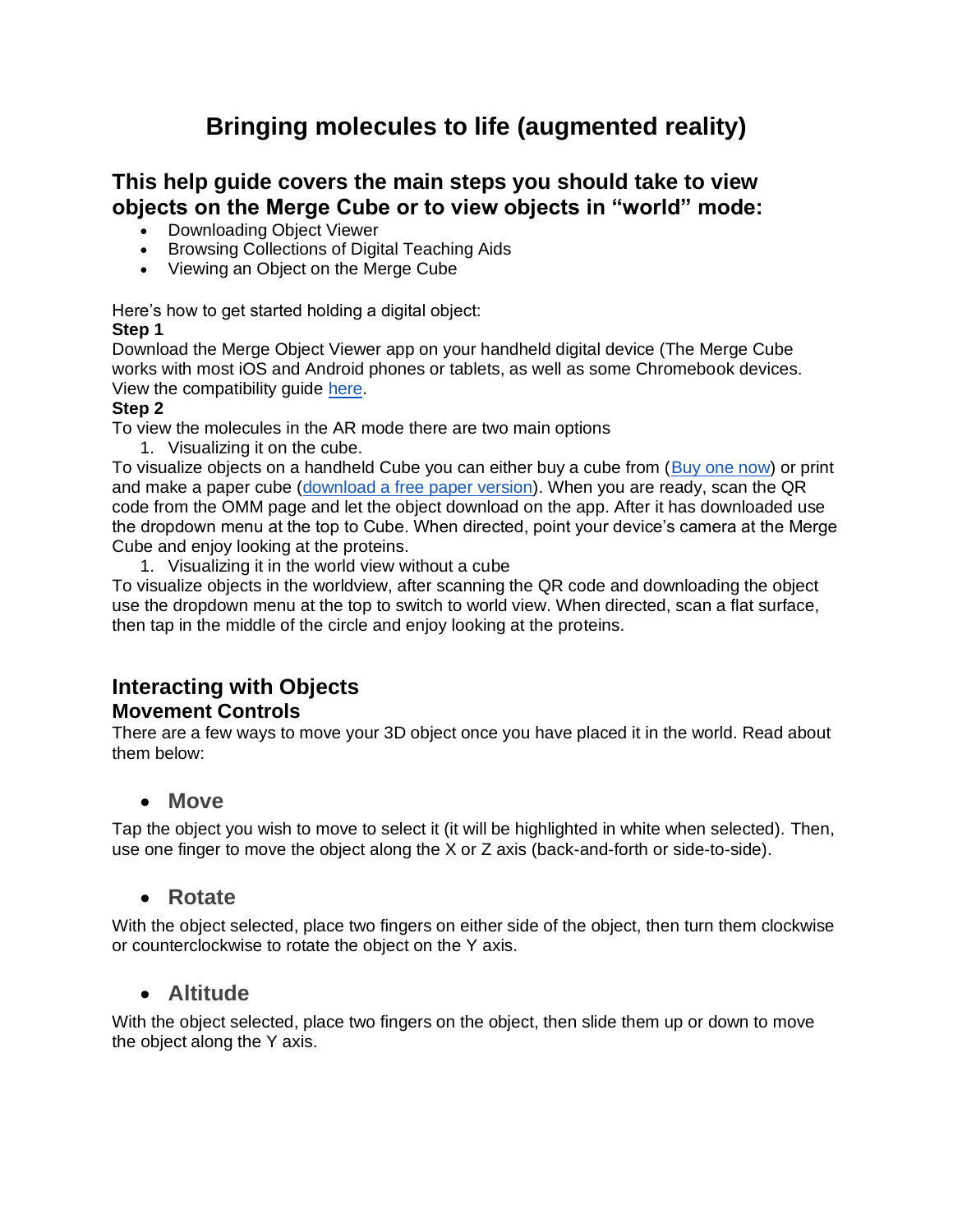# Bringing molecules to life (augmented reality)

## This help guide covers the main steps you should take to view objects on the Merge Cube or to view objects in "world" mode:

- Downloading Object Viewer
- Browsing Collections of Digital Teaching Aids
- Viewing an Object on the Merge Cube

Here's how to get started holding a digital object:

**Step 1**

Download the Merge Object Viewer app on your handheld digital device (The Merge Cube works with most iOS and Android phones or tablets, as well as some Chromebook devices. View the compatibility guide [here](here).

**Step 2**

To view the molecules in the AR mode there are two main options

1. Visualizing it on the cube.

To visualize objects on a handheld Cube you can either buy a cube from ([Buy one now](Buy one now)) or print and make a paper cube ([download a free paper version](download a free paper version)). When you are ready, scan the QR code from the OMM page and let the object download on the app. After it has downloaded use the dropdown menu at the top to Cube. When directed, point your device's camera at the Merge Cube and enjoy looking at the proteins.

1. Visualizing it in the world view without a cube

To visualize objects in the worldview, after scanning the QR code and downloading the object use the dropdown menu at the top to switch to world view. When directed, scan a flat surface, then tap in the middle of the circle and enjoy looking at the proteins.

## Interacting with Objects

### Movement Controls

There are a few ways to move your 3D object once you have placed it in the world. Read about them below:

- **Move**

Tap the object you wish to move to select it (it will be highlighted in white when selected). Then, use one finger to move the object along the X or Z axis (back-and-forth or side-to-side).

- **Rotate**

With the object selected, place two fingers on either side of the object, then turn them clockwise or counterclockwise to rotate the object on the Y axis.

- **Altitude**

With the object selected, place two fingers on the object, then slide them up or down to move the object along the Y axis.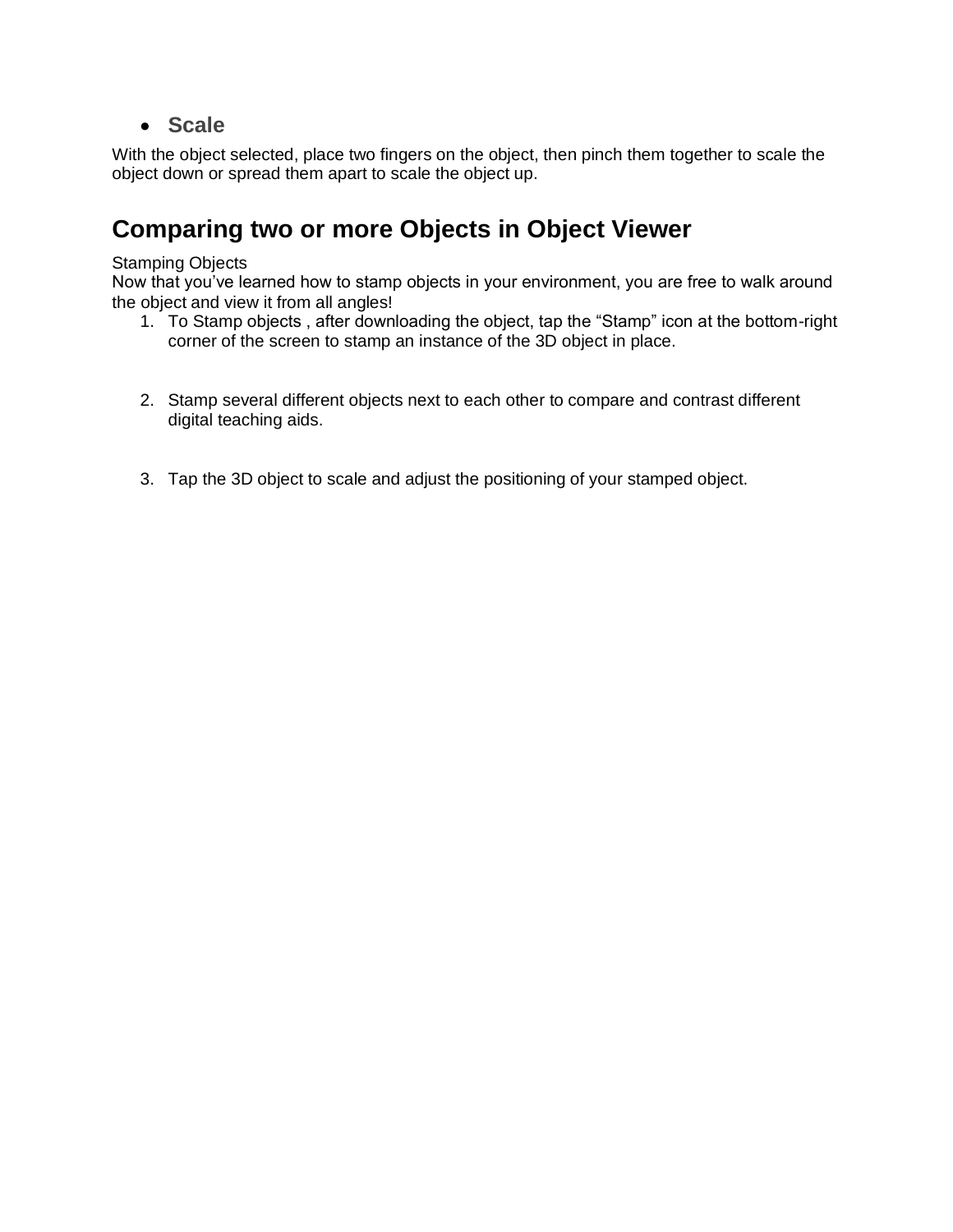- **Scale**

With the object selected, place two fingers on the object, then pinch them together to scale the object down or spread them apart to scale the object up.

## Comparing two or more Objects in Object Viewer

Stamping Objects

Now that you've learned how to stamp objects in your environment, you are free to walk around the object and view it from all angles!

1. To Stamp objects , after downloading the object, tap the "Stamp" icon at the bottom-right corner of the screen to stamp an instance of the 3D object in place.

2. Stamp several different objects next to each other to compare and contrast different digital teaching aids.

3. Tap the 3D object to scale and adjust the positioning of your stamped object.